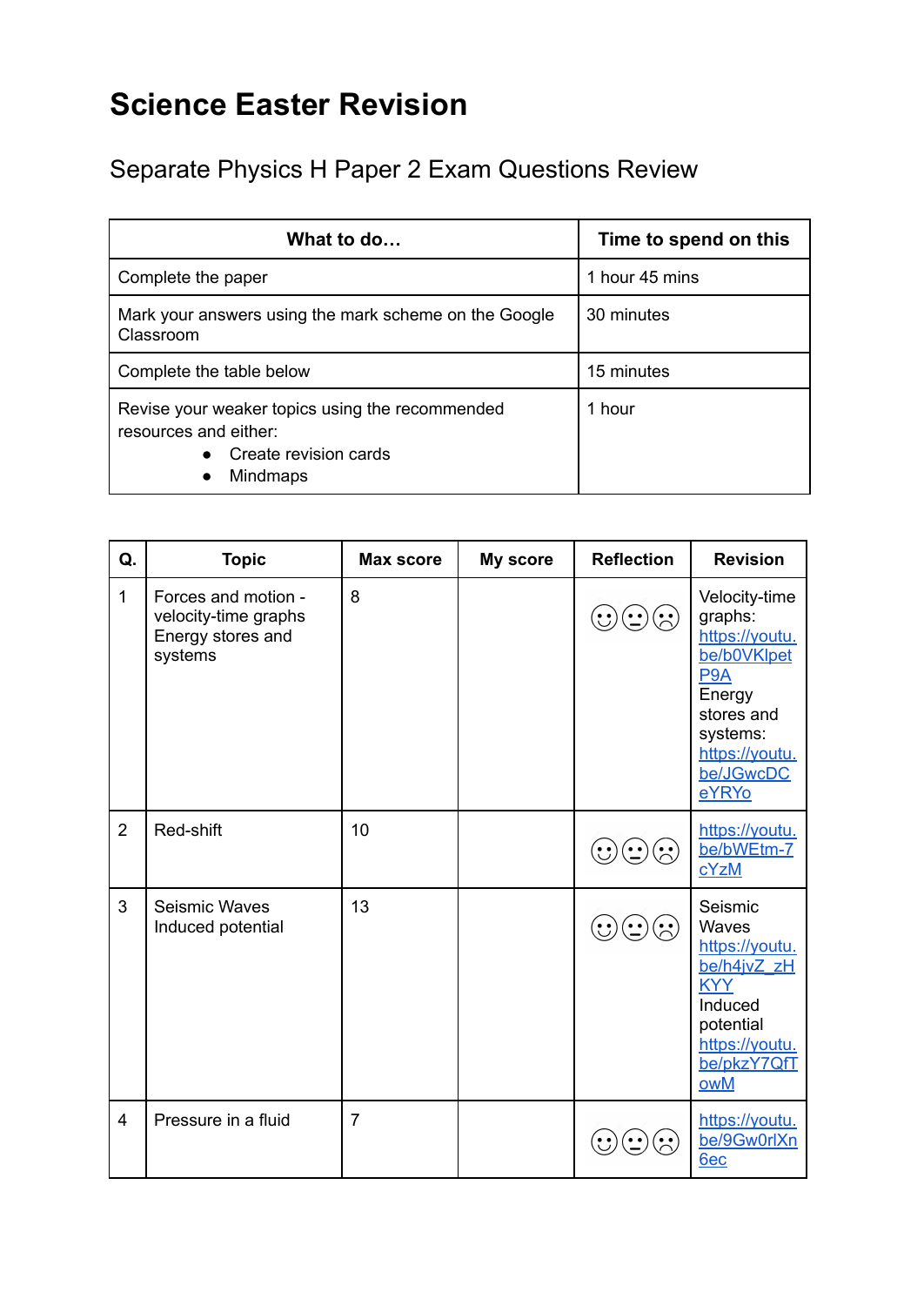# Science Easter Revision

## Separate Physics H Paper 2 Exam Questions Review

| What to do… | Time to spend on this |
|---|---|
| Complete the paper | 1 hour 45 mins |
| Mark your answers using the mark scheme on the Google Classroom | 30 minutes |
| Complete the table below | 15 minutes |
| Revise your weaker topics using the recommended resources and either:<br>• Create revision cards<br>• Mindmaps | 1 hour |

| Q. | Topic | Max score | My score | Reflection | Revision |
|---|---|---|---|---|---|
| 1 | Forces and motion - velocity-time graphs<br>Energy stores and systems | 8 | | ☺ 😐 ☹ | Velocity-time graphs: https://youtu.be/b0VKlpetP9A<br>Energy stores and systems: https://youtu.be/JGwcDCeYRYo |
| 2 | Red-shift | 10 | | ☺ 😐 ☹ | https://youtu.be/bWEtm-7cYzM |
| 3 | Seismic Waves<br>Induced potential | 13 | | ☺ 😐 ☹ | Seismic Waves https://youtu.be/h4jvZ_zHKYY<br>Induced potential https://youtu.be/pkzY7QfTowM |
| 4 | Pressure in a fluid | 7 | | ☺ 😐 ☹ | https://youtu.be/9Gw0rlXn6ec |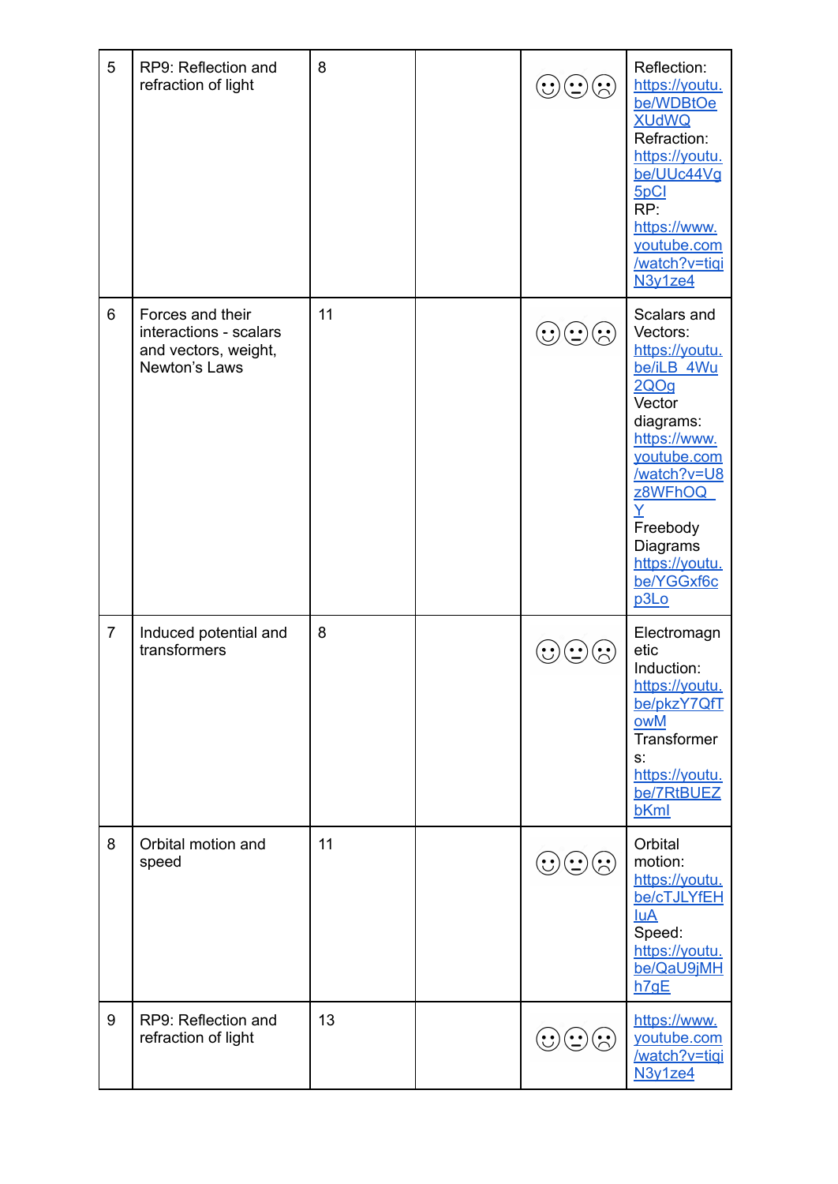| 5 | RP9: Reflection and refraction of light | 8 | | ☺😐☹ | Reflection: https://youtu.be/WDBtOeXUdWQ Refraction: https://youtu.be/UUc44Vg5pCI RP: https://www.youtube.com/watch?v=tiqiN3y1ze4 |
|---|---|---|---|---|---|
| 6 | Forces and their interactions - scalars and vectors, weight, Newton's Laws | 11 | | ☺😐☹ | Scalars and Vectors: https://youtu.be/iLB_4Wu2QOg Vector diagrams: https://www.youtube.com/watch?v=U8z8WFhOQ_Y Freebody Diagrams https://youtu.be/YGGxf6cp3Lo |
| 7 | Induced potential and transformers | 8 | | ☺😐☹ | Electromagnetic Induction: https://youtu.be/pkzY7QfTowM Transformers: https://youtu.be/7RtBUEZbKmI |
| 8 | Orbital motion and speed | 11 | | ☺😐☹ | Orbital motion: https://youtu.be/cTJLYfEHluA Speed: https://youtu.be/QaU9jMHh7gE |
| 9 | RP9: Reflection and refraction of light | 13 | | ☺😐☹ | https://www.youtube.com/watch?v=tiqiN3y1ze4 |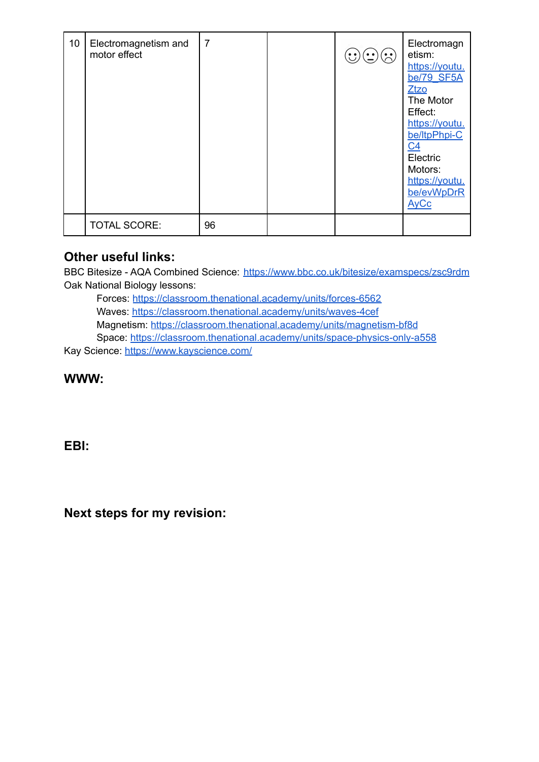| | | | | | |
|---|---|---|---|---|---|
| 10 | Electromagnetism and motor effect | 7 | | ☺😐☹ | Electromagnetism: https://youtu.be/79_SF5AZtzo The Motor Effect: https://youtu.be/ltpPhpi-CC4 Electric Motors: https://youtu.be/evWpDrRAyCc |
| | TOTAL SCORE: | 96 | | | |

## Other useful links:

BBC Bitesize - AQA Combined Science: https://www.bbc.co.uk/bitesize/examspecs/zsc9rdm

Oak National Biology lessons:

- Forces: https://classroom.thenational.academy/units/forces-6562
- Waves: https://classroom.thenational.academy/units/waves-4cef
- Magnetism: https://classroom.thenational.academy/units/magnetism-bf8d
- Space: https://classroom.thenational.academy/units/space-physics-only-a558

Kay Science: https://www.kayscience.com/

## WWW:

## EBI:

## Next steps for my revision: